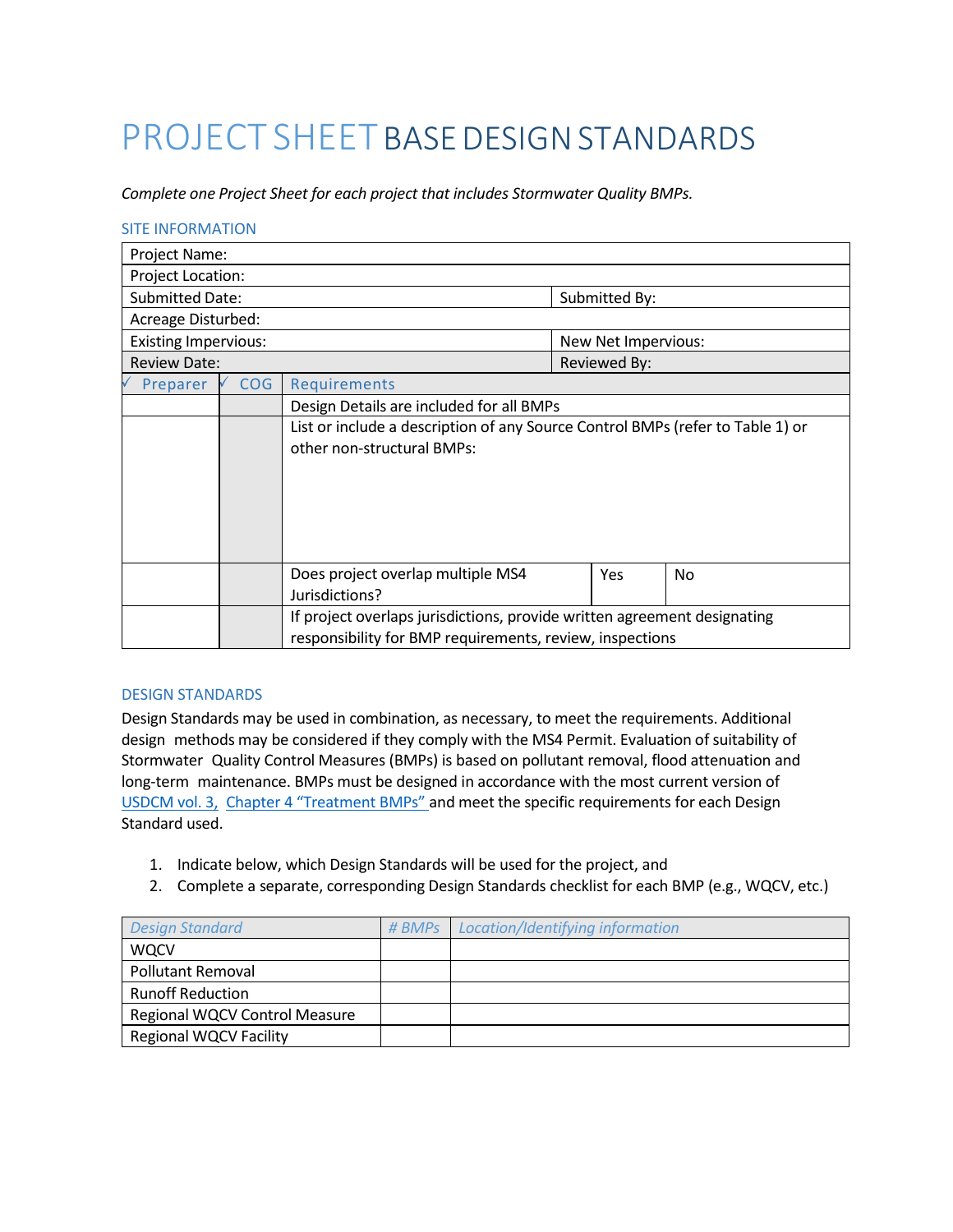# PROJECT SHEET BASE DESIGN STANDARDS

*Complete one Project Sheet for each project that includes Stormwater Quality BMPs.*

## SITE INFORMATION

| Project Name: | | | | |
|---|---|---|---|---|
| Project Location: | | | | |
| Submitted Date: | | | Submitted By: | |
| Acreage Disturbed: | | | | |
| Existing Impervious: | | | New Net Impervious: | |
| Review Date: | | | Reviewed By: | |
| ✓ Preparer | ✓ COG | Requirements | | |
| | | Design Details are included for all BMPs | | |
| | | List or include a description of any Source Control BMPs (refer to Table 1) or other non-structural BMPs: | | |
| | | Does project overlap multiple MS4 Jurisdictions? | Yes | No |
| | | If project overlaps jurisdictions, provide written agreement designating responsibility for BMP requirements, review, inspections | | |

## DESIGN STANDARDS

Design Standards may be used in combination, as necessary, to meet the requirements. Additional design methods may be considered if they comply with the MS4 Permit. Evaluation of suitability of Stormwater Quality Control Measures (BMPs) is based on pollutant removal, flood attenuation and long-term maintenance. BMPs must be designed in accordance with the most current version of USDCM vol. 3, Chapter 4 "Treatment BMPs" and meet the specific requirements for each Design Standard used.

1. Indicate below, which Design Standards will be used for the project, and
2. Complete a separate, corresponding Design Standards checklist for each BMP (e.g., WQCV, etc.)

| *Design Standard* | *# BMPs* | *Location/Identifying information* |
|---|---|---|
| WQCV | | |
| Pollutant Removal | | |
| Runoff Reduction | | |
| Regional WQCV Control Measure | | |
| Regional WQCV Facility | | |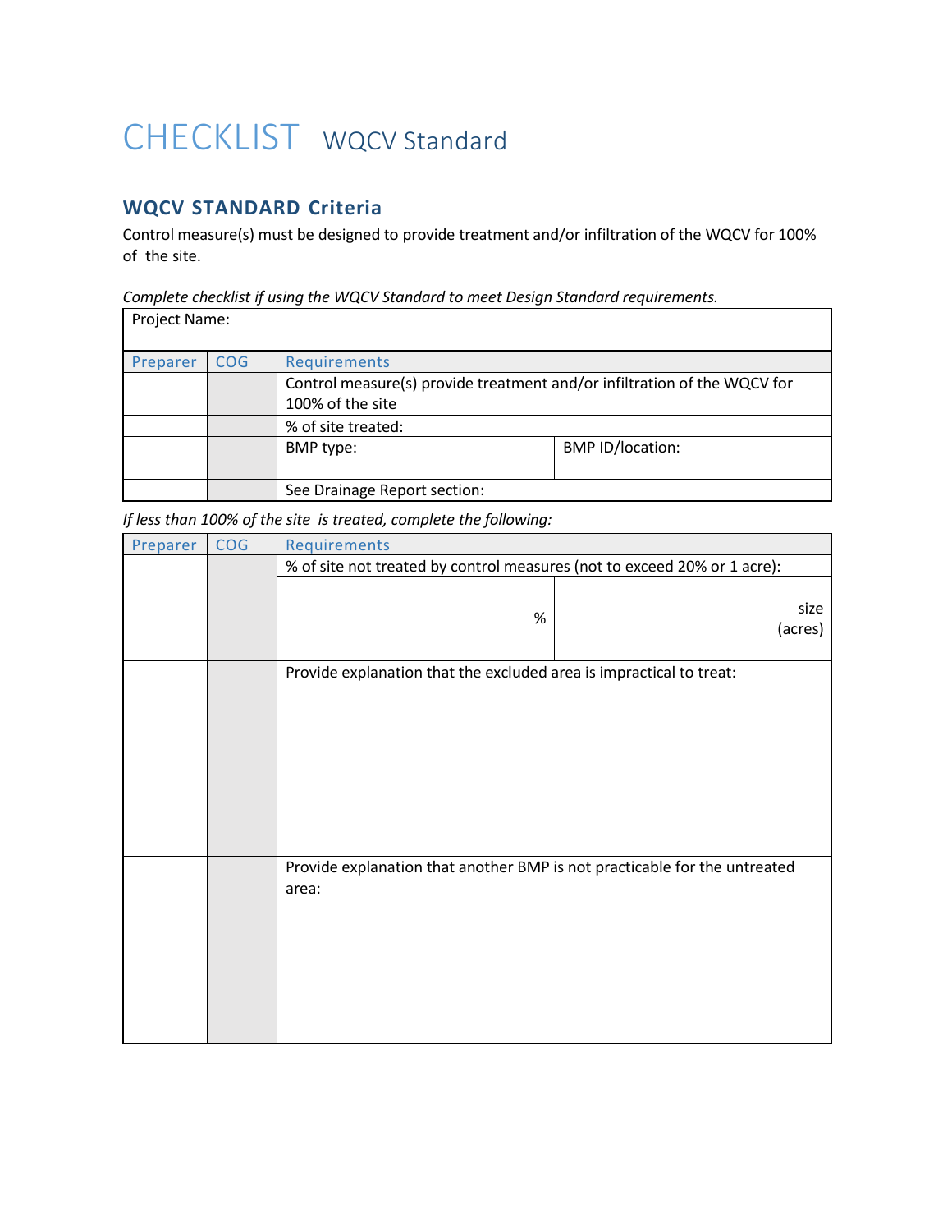# CHECKLIST WQCV Standard

## WQCV STANDARD Criteria

Control measure(s) must be designed to provide treatment and/or infiltration of the WQCV for 100% of the site.

*Complete checklist if using the WQCV Standard to meet Design Standard requirements.*

| Project Name: | | | |
|---|---|---|---|
| **Preparer** | **COG** | **Requirements** | |
| | | Control measure(s) provide treatment and/or infiltration of the WQCV for 100% of the site | |
| | | % of site treated: | |
| | | BMP type: | BMP ID/location: |
| | | See Drainage Report section: | |

*If less than 100% of the site is treated, complete the following:*

| Preparer | COG | Requirements | |
|---|---|---|---|
| | | % of site not treated by control measures (not to exceed 20% or 1 acre): | |
| | | % | size (acres) |
| | | Provide explanation that the excluded area is impractical to treat: | |
| | | Provide explanation that another BMP is not practicable for the untreated area: | |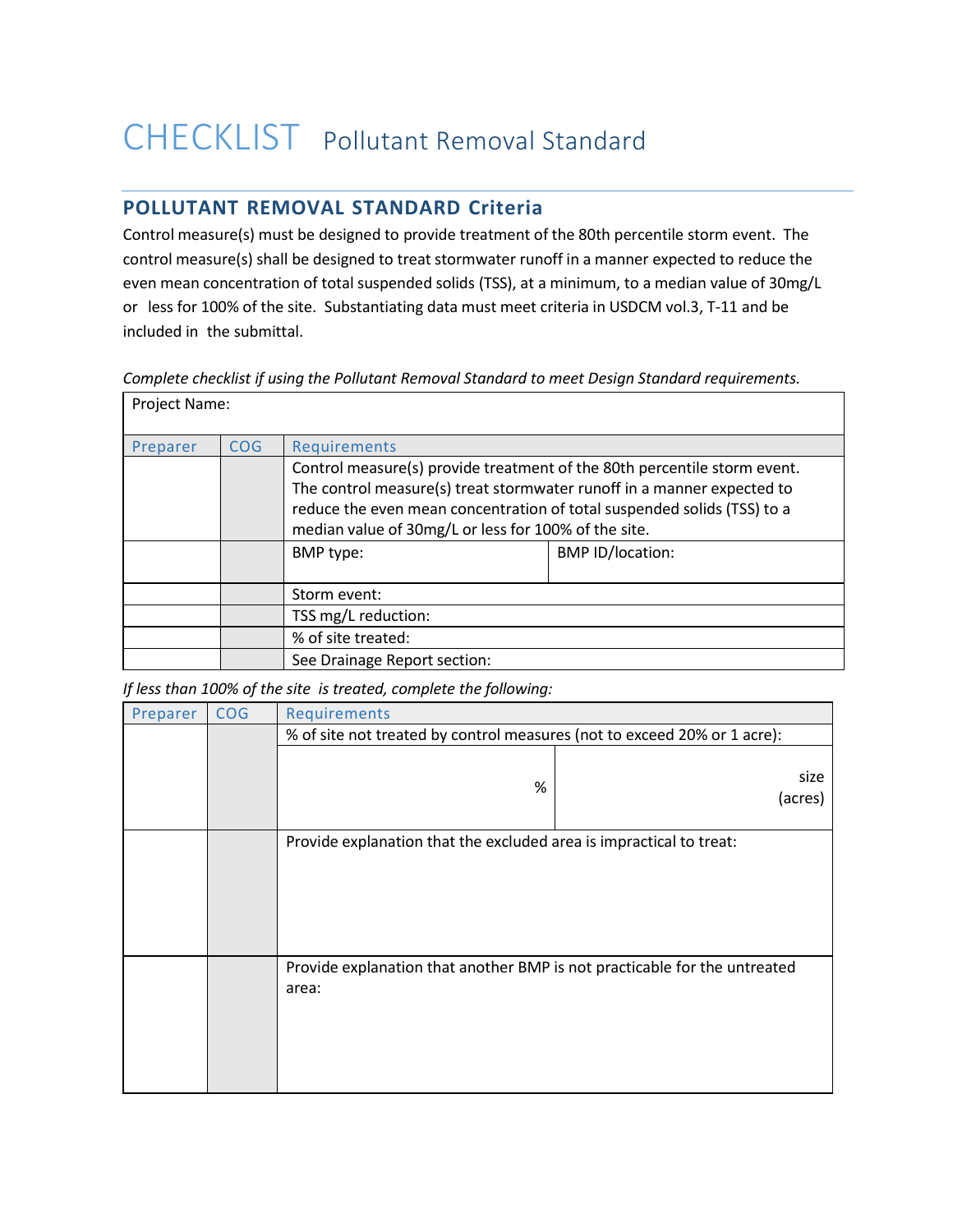# CHECKLIST Pollutant Removal Standard

## POLLUTANT REMOVAL STANDARD Criteria

Control measure(s) must be designed to provide treatment of the 80th percentile storm event. The control measure(s) shall be designed to treat stormwater runoff in a manner expected to reduce the even mean concentration of total suspended solids (TSS), at a minimum, to a median value of 30mg/L or less for 100% of the site. Substantiating data must meet criteria in USDCM vol.3, T-11 and be included in the submittal.

*Complete checklist if using the Pollutant Removal Standard to meet Design Standard requirements.*

| Project Name: | | | |
|---|---|---|---|
| Preparer | COG | Requirements | |
| | | Control measure(s) provide treatment of the 80th percentile storm event. The control measure(s) treat stormwater runoff in a manner expected to reduce the even mean concentration of total suspended solids (TSS) to a median value of 30mg/L or less for 100% of the site. | |
| | | BMP type: | BMP ID/location: |
| | | Storm event: | |
| | | TSS mg/L reduction: | |
| | | % of site treated: | |
| | | See Drainage Report section: | |

*If less than 100% of the site is treated, complete the following:*

| Preparer | COG | Requirements | |
|---|---|---|---|
| | | % of site not treated by control measures (not to exceed 20% or 1 acre): | |
| | | % | size (acres) |
| | | Provide explanation that the excluded area is impractical to treat: | |
| | | Provide explanation that another BMP is not practicable for the untreated area: | |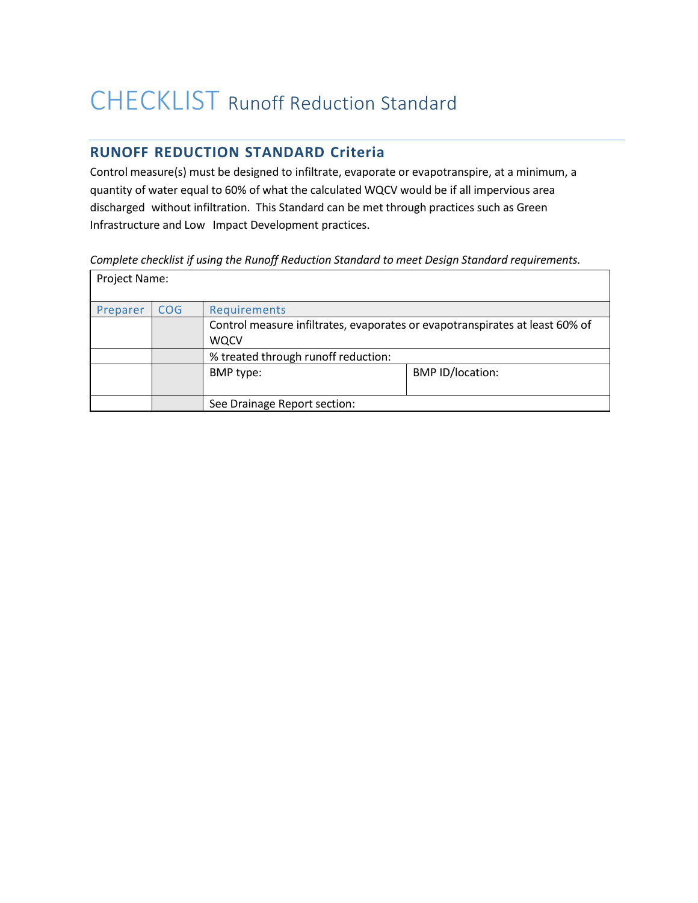# CHECKLIST Runoff Reduction Standard

## RUNOFF REDUCTION STANDARD Criteria

Control measure(s) must be designed to infiltrate, evaporate or evapotranspire, at a minimum, a quantity of water equal to 60% of what the calculated WQCV would be if all impervious area discharged without infiltration. This Standard can be met through practices such as Green Infrastructure and Low Impact Development practices.

*Complete checklist if using the Runoff Reduction Standard to meet Design Standard requirements.*

| Project Name: | | | |
|---|---|---|---|
| Preparer | COG | Requirements | |
| | | Control measure infiltrates, evaporates or evapotranspirates at least 60% of WQCV | |
| | | % treated through runoff reduction: | |
| | | BMP type: | BMP ID/location: |
| | | See Drainage Report section: | |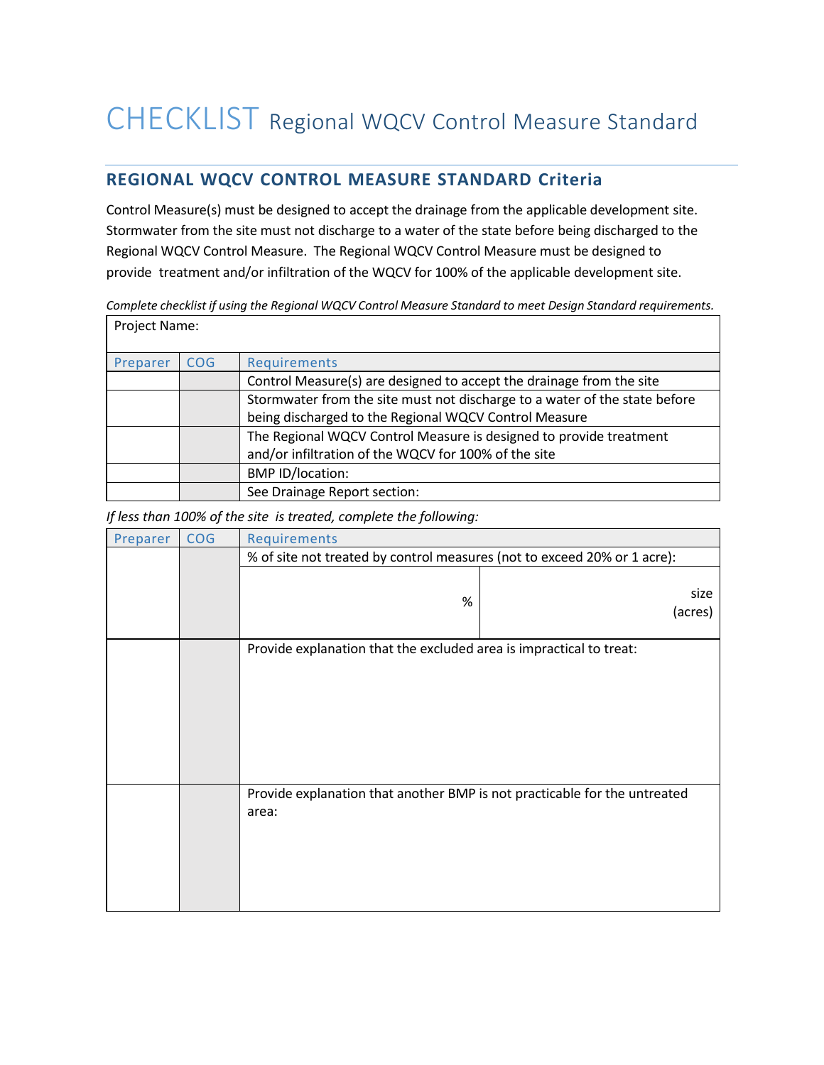# CHECKLIST Regional WQCV Control Measure Standard

## REGIONAL WQCV CONTROL MEASURE STANDARD Criteria

Control Measure(s) must be designed to accept the drainage from the applicable development site. Stormwater from the site must not discharge to a water of the state before being discharged to the Regional WQCV Control Measure. The Regional WQCV Control Measure must be designed to provide treatment and/or infiltration of the WQCV for 100% of the applicable development site.

*Complete checklist if using the Regional WQCV Control Measure Standard to meet Design Standard requirements.*

Project Name:

| Preparer | COG | Requirements |
|---|---|---|
| | | Control Measure(s) are designed to accept the drainage from the site |
| | | Stormwater from the site must not discharge to a water of the state before being discharged to the Regional WQCV Control Measure |
| | | The Regional WQCV Control Measure is designed to provide treatment and/or infiltration of the WQCV for 100% of the site |
| | | BMP ID/location: |
| | | See Drainage Report section: |

*If less than 100% of the site is treated, complete the following:*

| Preparer | COG | Requirements | |
|---|---|---|---|
| | | % of site not treated by control measures (not to exceed 20% or 1 acre): | |
| | | % | size (acres) |
| | | Provide explanation that the excluded area is impractical to treat: | |
| | | Provide explanation that another BMP is not practicable for the untreated area: | |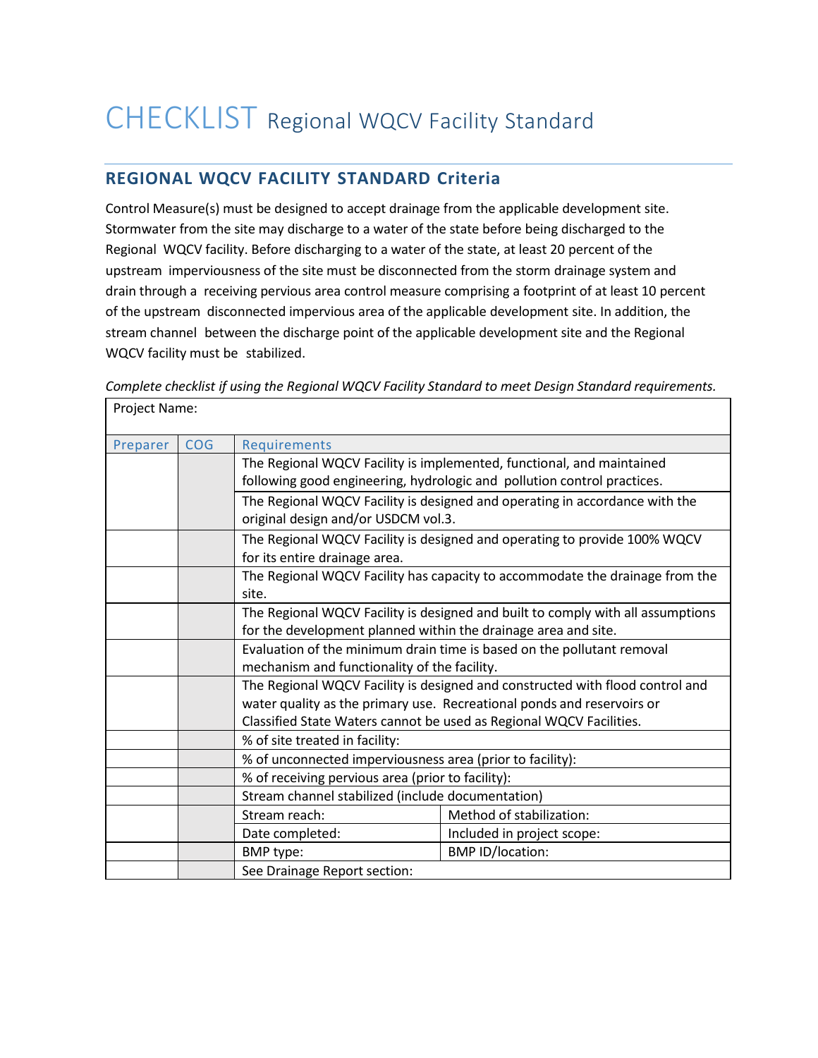# CHECKLIST Regional WQCV Facility Standard

## REGIONAL WQCV FACILITY STANDARD Criteria

Control Measure(s) must be designed to accept drainage from the applicable development site. Stormwater from the site may discharge to a water of the state before being discharged to the Regional WQCV facility. Before discharging to a water of the state, at least 20 percent of the upstream imperviousness of the site must be disconnected from the storm drainage system and drain through a receiving pervious area control measure comprising a footprint of at least 10 percent of the upstream disconnected impervious area of the applicable development site. In addition, the stream channel between the discharge point of the applicable development site and the Regional WQCV facility must be stabilized.

*Complete checklist if using the Regional WQCV Facility Standard to meet Design Standard requirements.*

| Project Name: | | | |
|---|---|---|---|
| Preparer | COG | Requirements | |
| | | The Regional WQCV Facility is implemented, functional, and maintained following good engineering, hydrologic and pollution control practices. | |
| | | The Regional WQCV Facility is designed and operating in accordance with the original design and/or USDCM vol.3. | |
| | | The Regional WQCV Facility is designed and operating to provide 100% WQCV for its entire drainage area. | |
| | | The Regional WQCV Facility has capacity to accommodate the drainage from the site. | |
| | | The Regional WQCV Facility is designed and built to comply with all assumptions for the development planned within the drainage area and site. | |
| | | Evaluation of the minimum drain time is based on the pollutant removal mechanism and functionality of the facility. | |
| | | The Regional WQCV Facility is designed and constructed with flood control and water quality as the primary use. Recreational ponds and reservoirs or Classified State Waters cannot be used as Regional WQCV Facilities. | |
| | | % of site treated in facility: | |
| | | % of unconnected imperviousness area (prior to facility): | |
| | | % of receiving pervious area (prior to facility): | |
| | | Stream channel stabilized (include documentation) | |
| | | Stream reach: | Method of stabilization: |
| | | Date completed: | Included in project scope: |
| | | BMP type: | BMP ID/location: |
| | | See Drainage Report section: | |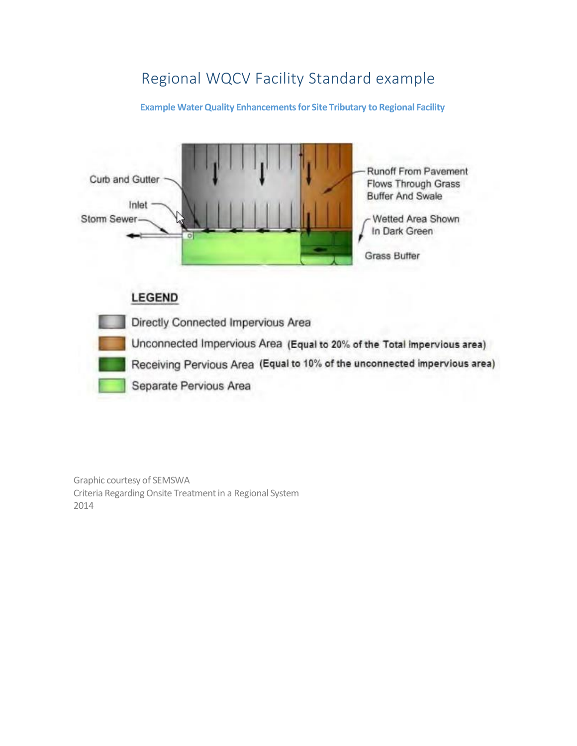# Regional WQCV Facility Standard example

**Example Water Quality Enhancements for Site Tributary to Regional Facility**

Curb and Gutter

Inlet

Storm Sewer

Runoff From Pavement Flows Through Grass Buffer And Swale

Wetted Area Shown In Dark Green

Grass Buffer

**LEGEND**

Directly Connected Impervious Area

Unconnected Impervious Area **(Equal to 20% of the Total impervious area)**

Receiving Pervious Area **(Equal to 10% of the unconnected impervious area)**

Separate Pervious Area

Graphic courtesy of SEMSWA
Criteria Regarding Onsite Treatment in a Regional System
2014